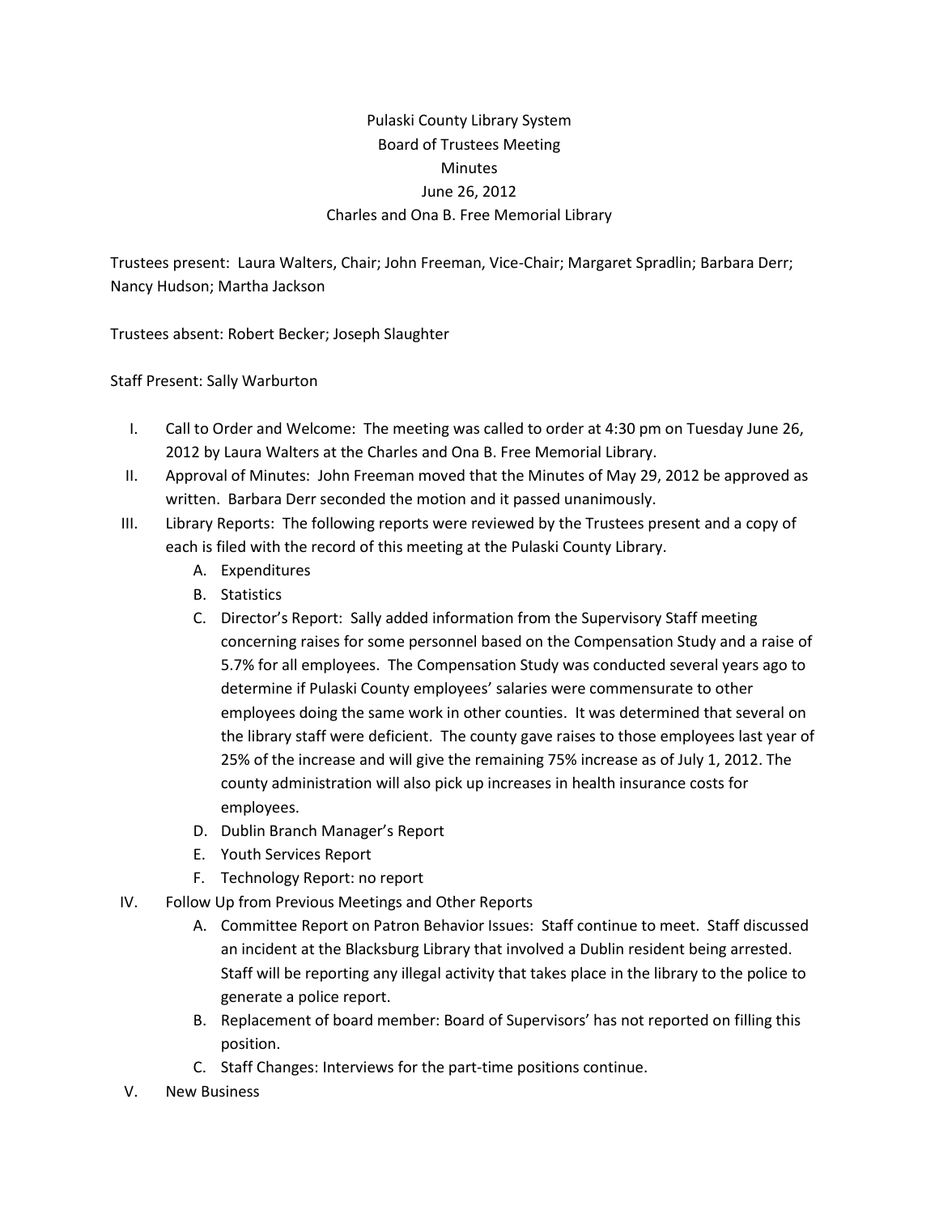# Pulaski County Library System
## Board of Trustees Meeting
### Minutes
### June 26, 2012
### Charles and Ona B. Free Memorial Library

Trustees present: Laura Walters, Chair; John Freeman, Vice-Chair; Margaret Spradlin; Barbara Derr; Nancy Hudson; Martha Jackson

Trustees absent: Robert Becker; Joseph Slaughter

Staff Present: Sally Warburton

I. Call to Order and Welcome: The meeting was called to order at 4:30 pm on Tuesday June 26, 2012 by Laura Walters at the Charles and Ona B. Free Memorial Library.

II. Approval of Minutes: John Freeman moved that the Minutes of May 29, 2012 be approved as written. Barbara Derr seconded the motion and it passed unanimously.

III. Library Reports: The following reports were reviewed by the Trustees present and a copy of each is filed with the record of this meeting at the Pulaski County Library.
   - A. Expenditures
   - B. Statistics
   - C. Director's Report: Sally added information from the Supervisory Staff meeting concerning raises for some personnel based on the Compensation Study and a raise of 5.7% for all employees. The Compensation Study was conducted several years ago to determine if Pulaski County employees' salaries were commensurate to other employees doing the same work in other counties. It was determined that several on the library staff were deficient. The county gave raises to those employees last year of 25% of the increase and will give the remaining 75% increase as of July 1, 2012. The county administration will also pick up increases in health insurance costs for employees.
   - D. Dublin Branch Manager's Report
   - E. Youth Services Report
   - F. Technology Report: no report

IV. Follow Up from Previous Meetings and Other Reports
   - A. Committee Report on Patron Behavior Issues: Staff continue to meet. Staff discussed an incident at the Blacksburg Library that involved a Dublin resident being arrested. Staff will be reporting any illegal activity that takes place in the library to the police to generate a police report.
   - B. Replacement of board member: Board of Supervisors' has not reported on filling this position.
   - C. Staff Changes: Interviews for the part-time positions continue.

V. New Business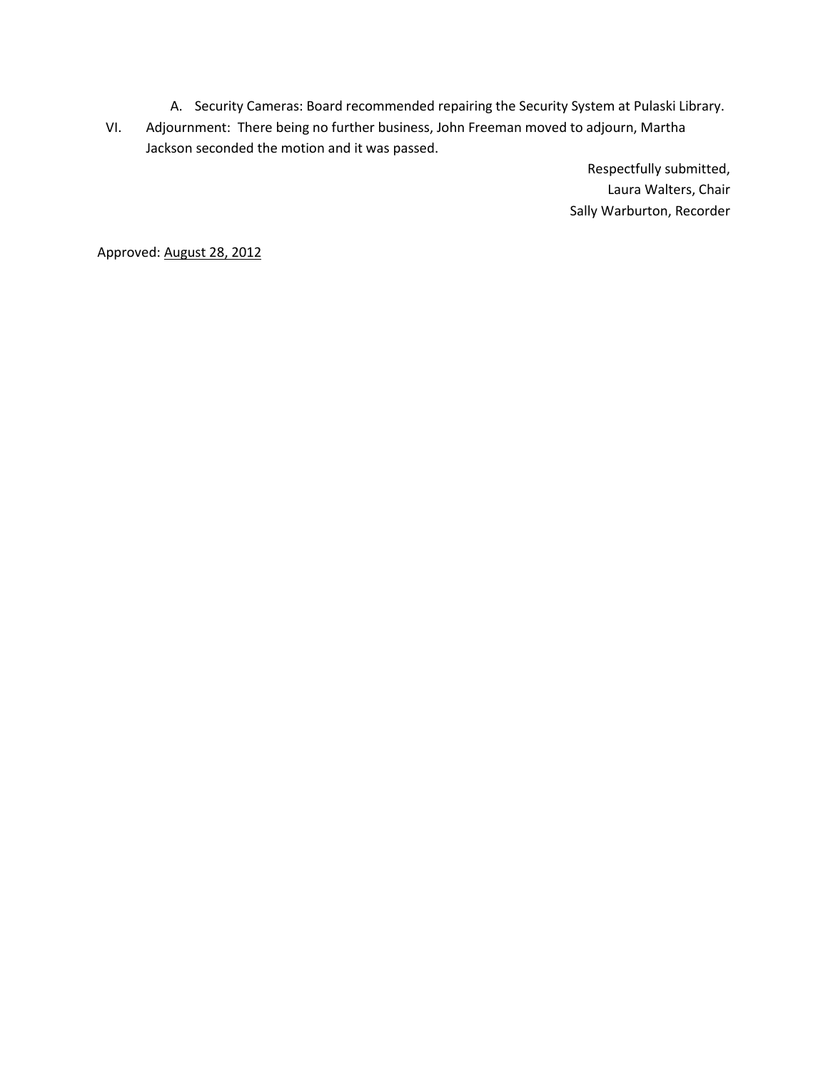A. Security Cameras: Board recommended repairing the Security System at Pulaski Library.

VI. Adjournment: There being no further business, John Freeman moved to adjourn, Martha Jackson seconded the motion and it was passed.

Respectfully submitted,  
Laura Walters, Chair  
Sally Warburton, Recorder

Approved: August 28, 2012